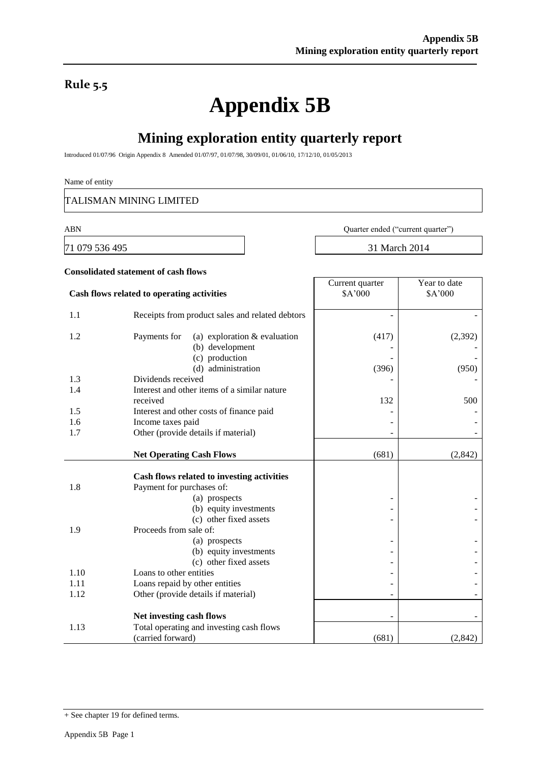**Rule 5.5**

# Appendix 5B

## Mining exploration entity quarterly report

Introduced 01/07/96 Origin Appendix 8 Amended 01/07/97, 01/07/98, 30/09/01, 01/06/10, 17/12/10, 01/05/2013

Name of entity

TALISMAN MINING LIMITED

| ABN | Quarter ended ("current quarter") |
|---|---|
| 71 079 536 495 | 31 March 2014 |

**Consolidated statement of cash flows**

| | **Cash flows related to operating activities** | Current quarter $A'000 | Year to date $A'000 |
|---|---|---|---|
| 1.1 | Receipts from product sales and related debtors | - | - |
| 1.2 | Payments for (a) exploration & evaluation | (417) | (2,392) |
| | (b) development | - | - |
| | (c) production | - | - |
| | (d) administration | (396) | (950) |
| 1.3 | Dividends received | - | - |
| 1.4 | Interest and other items of a similar nature received | 132 | 500 |
| 1.5 | Interest and other costs of finance paid | - | - |
| 1.6 | Income taxes paid | - | - |
| 1.7 | Other (provide details if material) | - | - |
| | **Net Operating Cash Flows** | (681) | (2,842) |
| | **Cash flows related to investing activities** | | |
| 1.8 | Payment for purchases of: | | |
| | (a) prospects | - | - |
| | (b) equity investments | - | - |
| | (c) other fixed assets | - | - |
| 1.9 | Proceeds from sale of: | | |
| | (a) prospects | - | - |
| | (b) equity investments | - | - |
| | (c) other fixed assets | - | - |
| 1.10 | Loans to other entities | - | - |
| 1.11 | Loans repaid by other entities | - | - |
| 1.12 | Other (provide details if material) | - | - |
| | **Net investing cash flows** | - | - |
| 1.13 | Total operating and investing cash flows (carried forward) | (681) | (2,842) |

+ See chapter 19 for defined terms.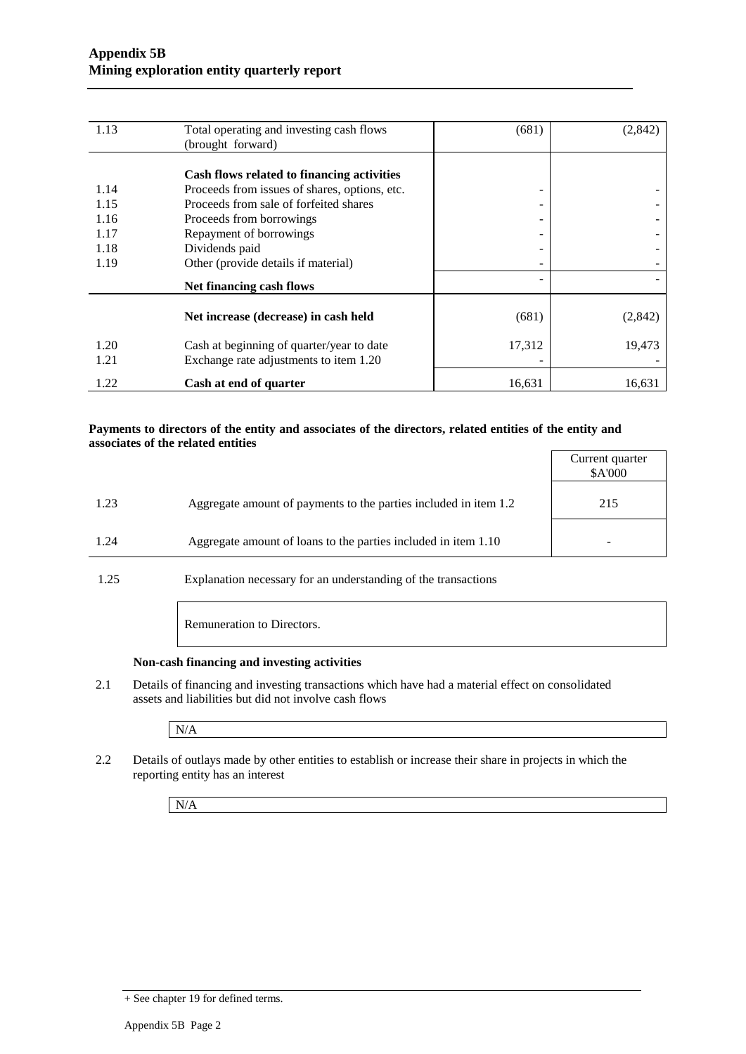## Appendix 5B
## Mining exploration entity quarterly report

| | | | |
|---|---|---|---|
| 1.13 | Total operating and investing cash flows (brought forward) | (681) | (2,842) |
| | **Cash flows related to financing activities** | | |
| 1.14 | Proceeds from issues of shares, options, etc. | - | - |
| 1.15 | Proceeds from sale of forfeited shares | - | - |
| 1.16 | Proceeds from borrowings | - | - |
| 1.17 | Repayment of borrowings | - | - |
| 1.18 | Dividends paid | - | - |
| 1.19 | Other (provide details if material) | - | - |
| | **Net financing cash flows** | - | - |
| | **Net increase (decrease) in cash held** | (681) | (2,842) |
| 1.20 | Cash at beginning of quarter/year to date | 17,312 | 19,473 |
| 1.21 | Exchange rate adjustments to item 1.20 | - | - |
| 1.22 | **Cash at end of quarter** | 16,631 | 16,631 |

**Payments to directors of the entity and associates of the directors, related entities of the entity and associates of the related entities**

| | | Current quarter $A'000 |
|---|---|---|
| 1.23 | Aggregate amount of payments to the parties included in item 1.2 | 215 |
| 1.24 | Aggregate amount of loans to the parties included in item 1.10 | - |

1.25 Explanation necessary for an understanding of the transactions

Remuneration to Directors.

**Non-cash financing and investing activities**

2.1 Details of financing and investing transactions which have had a material effect on consolidated assets and liabilities but did not involve cash flows

N/A

2.2 Details of outlays made by other entities to establish or increase their share in projects in which the reporting entity has an interest

N/A

+ See chapter 19 for defined terms.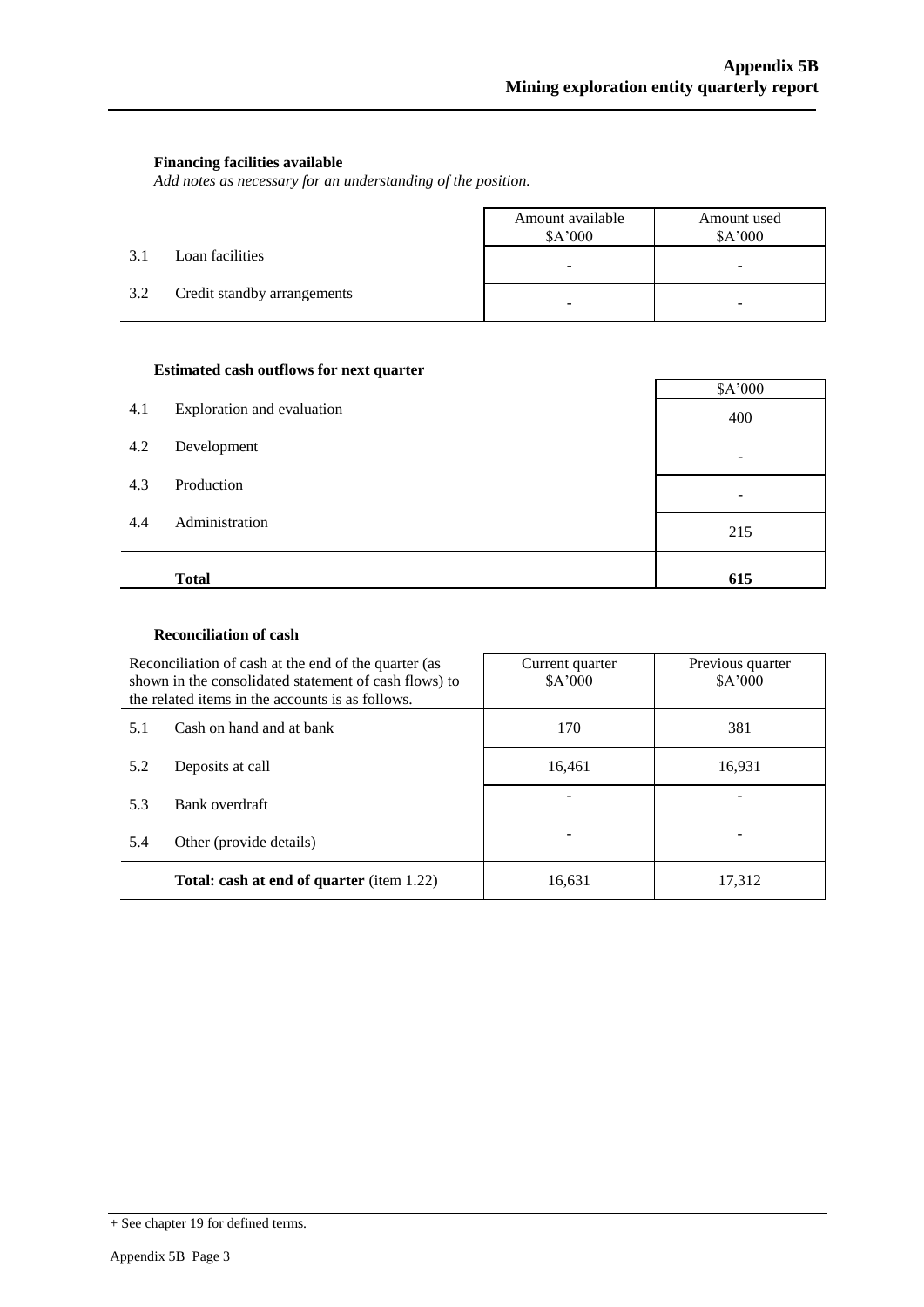### Financing facilities available

*Add notes as necessary for an understanding of the position.*

| | | Amount available $A'000 | Amount used $A'000 |
|---|---|---|---|
| 3.1 | Loan facilities | - | - |
| 3.2 | Credit standby arrangements | - | - |

### Estimated cash outflows for next quarter

| | | $A'000 |
|---|---|---|
| 4.1 | Exploration and evaluation | 400 |
| 4.2 | Development | - |
| 4.3 | Production | - |
| 4.4 | Administration | 215 |
| | **Total** | **615** |

### Reconciliation of cash

| Reconciliation of cash at the end of the quarter (as shown in the consolidated statement of cash flows) to the related items in the accounts is as follows. | | Current quarter $A'000 | Previous quarter $A'000 |
|---|---|---|---|
| 5.1 | Cash on hand and at bank | 170 | 381 |
| 5.2 | Deposits at call | 16,461 | 16,931 |
| 5.3 | Bank overdraft | - | - |
| 5.4 | Other (provide details) | - | - |
| | **Total: cash at end of quarter** (item 1.22) | 16,631 | 17,312 |

+ See chapter 19 for defined terms.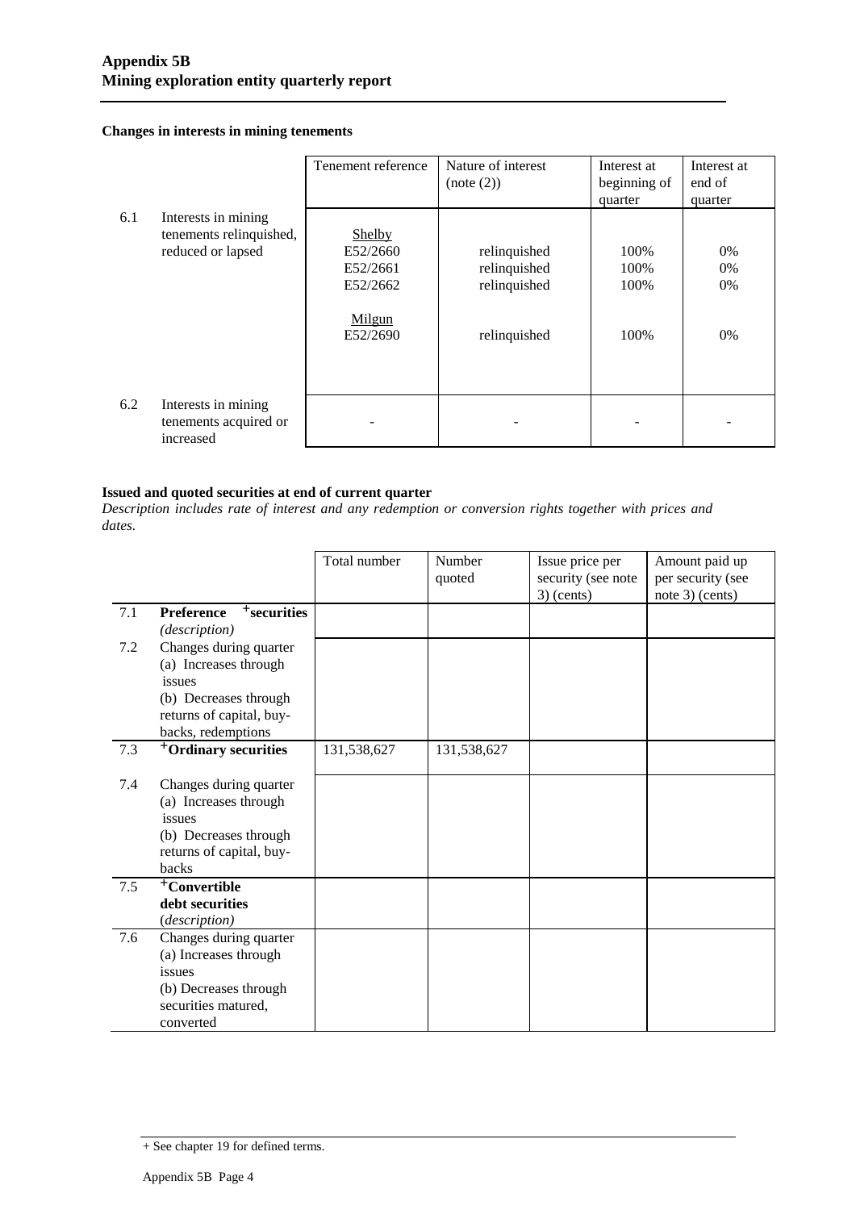**Appendix 5B**
**Mining exploration entity quarterly report**

**Changes in interests in mining tenements**

| | | Tenement reference | Nature of interest (note (2)) | Interest at beginning of quarter | Interest at end of quarter |
|---|---|---|---|---|---|
| 6.1 | Interests in mining tenements relinquished, reduced or lapsed | Shelby<br>E52/2660<br>E52/2661<br>E52/2662<br><br>Milgun<br>E52/2690 | <br>relinquished<br>relinquished<br>relinquished<br><br><br>relinquished | <br>100%<br>100%<br>100%<br><br><br>100% | <br>0%<br>0%<br>0%<br><br><br>0% |
| 6.2 | Interests in mining tenements acquired or increased | - | - | - | - |

**Issued and quoted securities at end of current quarter**
*Description includes rate of interest and any redemption or conversion rights together with prices and dates.*

| | | Total number | Number quoted | Issue price per security (see note 3) (cents) | Amount paid up per security (see note 3) (cents) |
|---|---|---|---|---|---|
| 7.1 | **Preference +securities** *(description)* | | | | |
| 7.2 | Changes during quarter (a) Increases through issues (b) Decreases through returns of capital, buy-backs, redemptions | | | | |
| 7.3 | **+Ordinary securities** | 131,538,627 | 131,538,627 | | |
| 7.4 | Changes during quarter (a) Increases through issues (b) Decreases through returns of capital, buy-backs | | | | |
| 7.5 | **+Convertible debt securities** *(description)* | | | | |
| 7.6 | Changes during quarter (a) Increases through issues (b) Decreases through securities matured, converted | | | | |

+ See chapter 19 for defined terms.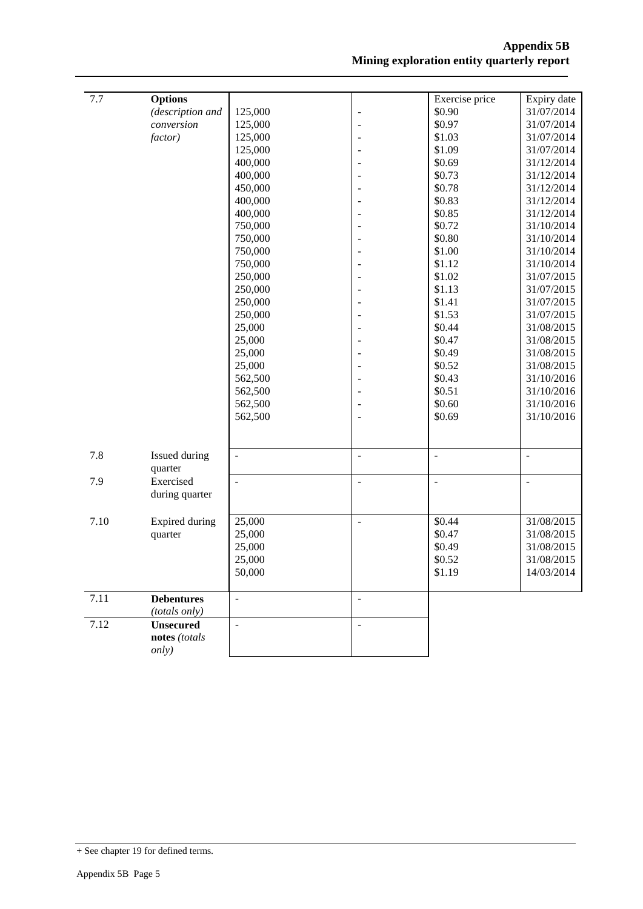| | | | | | |
|---|---|---|---|---|---|
| 7.7 | **Options** *(description and conversion factor)* | 125,000<br>125,000<br>125,000<br>125,000<br>400,000<br>400,000<br>450,000<br>400,000<br>400,000<br>750,000<br>750,000<br>750,000<br>750,000<br>250,000<br>250,000<br>250,000<br>250,000<br>25,000<br>25,000<br>25,000<br>25,000<br>562,500<br>562,500<br>562,500<br>562,500 | -<br>-<br>-<br>-<br>-<br>-<br>-<br>-<br>-<br>-<br>-<br>-<br>-<br>-<br>-<br>-<br>-<br>-<br>-<br>-<br>-<br>-<br>-<br>-<br>- | Exercise price<br>$0.90<br>$0.97<br>$1.03<br>$1.09<br>$0.69<br>$0.73<br>$0.78<br>$0.83<br>$0.85<br>$0.72<br>$0.80<br>$1.00<br>$1.12<br>$1.02<br>$1.13<br>$1.41<br>$1.53<br>$0.44<br>$0.47<br>$0.49<br>$0.52<br>$0.43<br>$0.51<br>$0.60<br>$0.69 | Expiry date<br>31/07/2014<br>31/07/2014<br>31/07/2014<br>31/07/2014<br>31/12/2014<br>31/12/2014<br>31/12/2014<br>31/12/2014<br>31/12/2014<br>31/10/2014<br>31/10/2014<br>31/10/2014<br>31/10/2014<br>31/07/2015<br>31/07/2015<br>31/07/2015<br>31/07/2015<br>31/08/2015<br>31/08/2015<br>31/08/2015<br>31/08/2015<br>31/10/2016<br>31/10/2016<br>31/10/2016<br>31/10/2016 |
| 7.8 | Issued during quarter | - | - | - | - |
| 7.9 | Exercised during quarter | - | - | - | - |
| 7.10 | Expired during quarter | 25,000<br>25,000<br>25,000<br>25,000<br>50,000 | - | $0.44<br>$0.47<br>$0.49<br>$0.52<br>$1.19 | 31/08/2015<br>31/08/2015<br>31/08/2015<br>31/08/2015<br>14/03/2014 |
| 7.11 | **Debentures** *(totals only)* | - | - | | |
| 7.12 | **Unsecured notes** *(totals only)* | - | - | | |

+ See chapter 19 for defined terms.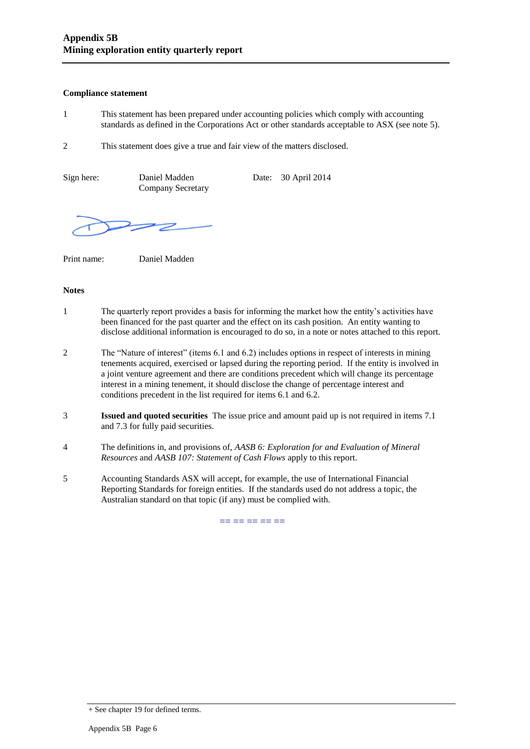## Compliance statement

1. This statement has been prepared under accounting policies which comply with accounting standards as defined in the Corporations Act or other standards acceptable to ASX (see note 5).

2. This statement does give a true and fair view of the matters disclosed.

Sign here: Daniel Madden
Company Secretary

Date: 30 April 2014

Print name: Daniel Madden

## Notes

1. The quarterly report provides a basis for informing the market how the entity's activities have been financed for the past quarter and the effect on its cash position. An entity wanting to disclose additional information is encouraged to do so, in a note or notes attached to this report.

2. The "Nature of interest" (items 6.1 and 6.2) includes options in respect of interests in mining tenements acquired, exercised or lapsed during the reporting period. If the entity is involved in a joint venture agreement and there are conditions precedent which will change its percentage interest in a mining tenement, it should disclose the change of percentage interest and conditions precedent in the list required for items 6.1 and 6.2.

3. **Issued and quoted securities** The issue price and amount paid up is not required in items 7.1 and 7.3 for fully paid securities.

4. The definitions in, and provisions of, *AASB 6: Exploration for and Evaluation of Mineral Resources* and *AASB 107: Statement of Cash Flows* apply to this report.

5. Accounting Standards ASX will accept, for example, the use of International Financial Reporting Standards for foreign entities. If the standards used do not address a topic, the Australian standard on that topic (if any) must be complied with.

== == == == ==

+ See chapter 19 for defined terms.